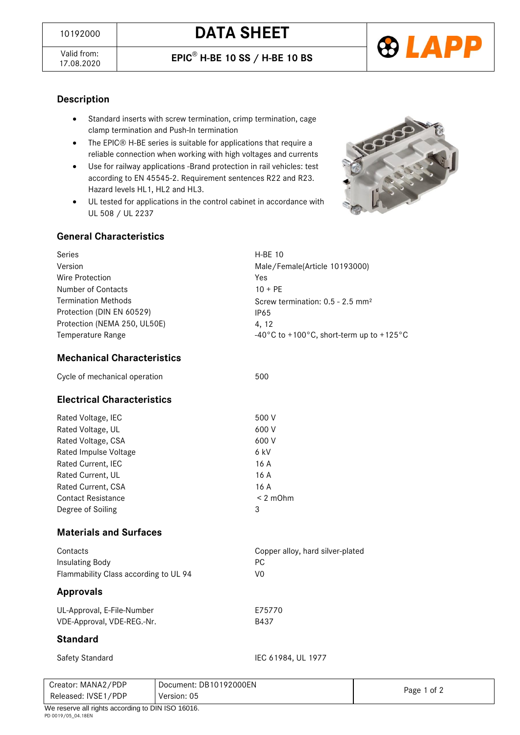| 10192000 | DATA SHEET |
|---|---|
| Valid from: 17.08.2020 | EPIC® H-BE 10 SS / H-BE 10 BS |

## Description

- Standard inserts with screw termination, crimp termination, cage clamp termination and Push-In termination
- The EPIC® H-BE series is suitable for applications that require a reliable connection when working with high voltages and currents
- Use for railway applications -Brand protection in rail vehicles: test according to EN 45545-2. Requirement sentences R22 and R23. Hazard levels HL1, HL2 and HL3.
- UL tested for applications in the control cabinet in accordance with UL 508 / UL 2237

## General Characteristics

| | |
|---|---|
| Series | H-BE 10 |
| Version | Male/Female(Article 10193000) |
| Wire Protection | Yes |
| Number of Contacts | 10 + PE |
| Termination Methods | Screw termination: 0.5 - 2.5 mm² |
| Protection (DIN EN 60529) | IP65 |
| Protection (NEMA 250, UL50E) | 4, 12 |
| Temperature Range | -40°C to +100°C, short-term up to +125°C |

## Mechanical Characteristics

| | |
|---|---|
| Cycle of mechanical operation | 500 |

## Electrical Characteristics

| | |
|---|---|
| Rated Voltage, IEC | 500 V |
| Rated Voltage, UL | 600 V |
| Rated Voltage, CSA | 600 V |
| Rated Impulse Voltage | 6 kV |
| Rated Current, IEC | 16 A |
| Rated Current, UL | 16 A |
| Rated Current, CSA | 16 A |
| Contact Resistance | < 2 mOhm |
| Degree of Soiling | 3 |

## Materials and Surfaces

| | |
|---|---|
| Contacts | Copper alloy, hard silver-plated |
| Insulating Body | PC |
| Flammability Class according to UL 94 | V0 |

## Approvals

| | |
|---|---|
| UL-Approval, E-File-Number | E75770 |
| VDE-Approval, VDE-REG.-Nr. | B437 |

## Standard

| | |
|---|---|
| Safety Standard | IEC 61984, UL 1977 |

| Creator: MANA2/PDP | Document: DB10192000EN |
|---|---|
| Released: IVSE1/PDP | Version: 05 |

We reserve all rights according to DIN ISO 16016.

PD 0019/05_04.18EN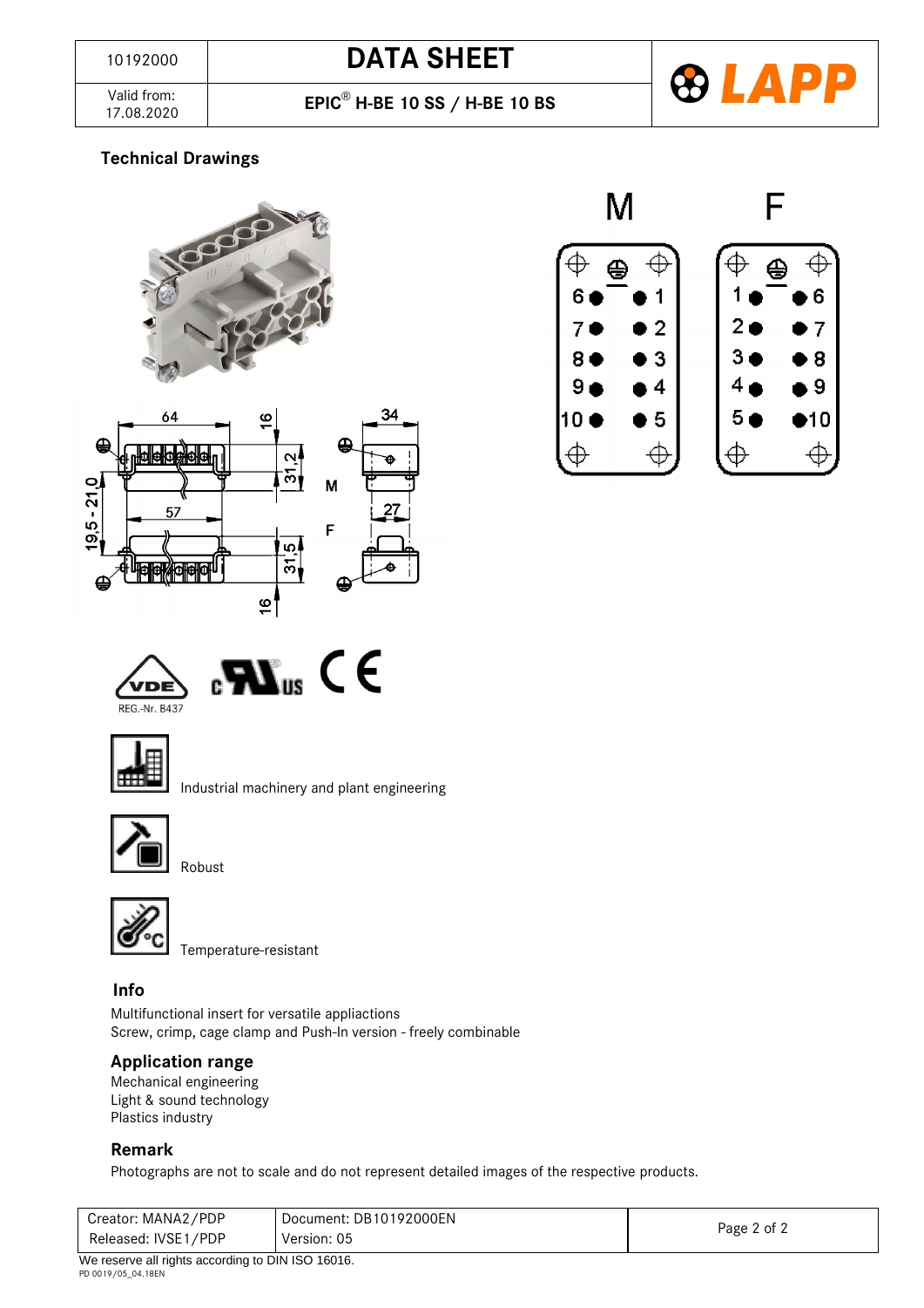## Technical Drawings

M

F

64

16

34

31,2

M

19,5 - 21,0

57

27

F

31,5

16

REG.-Nr. B437

Industrial machinery and plant engineering

Robust

Temperature-resistant

## Info

Multifunctional insert for versatile appliactions
Screw, crimp, cage clamp and Push-In version - freely combinable

## Application range

Mechanical engineering
Light & sound technology
Plastics industry

## Remark

Photographs are not to scale and do not represent detailed images of the respective products.